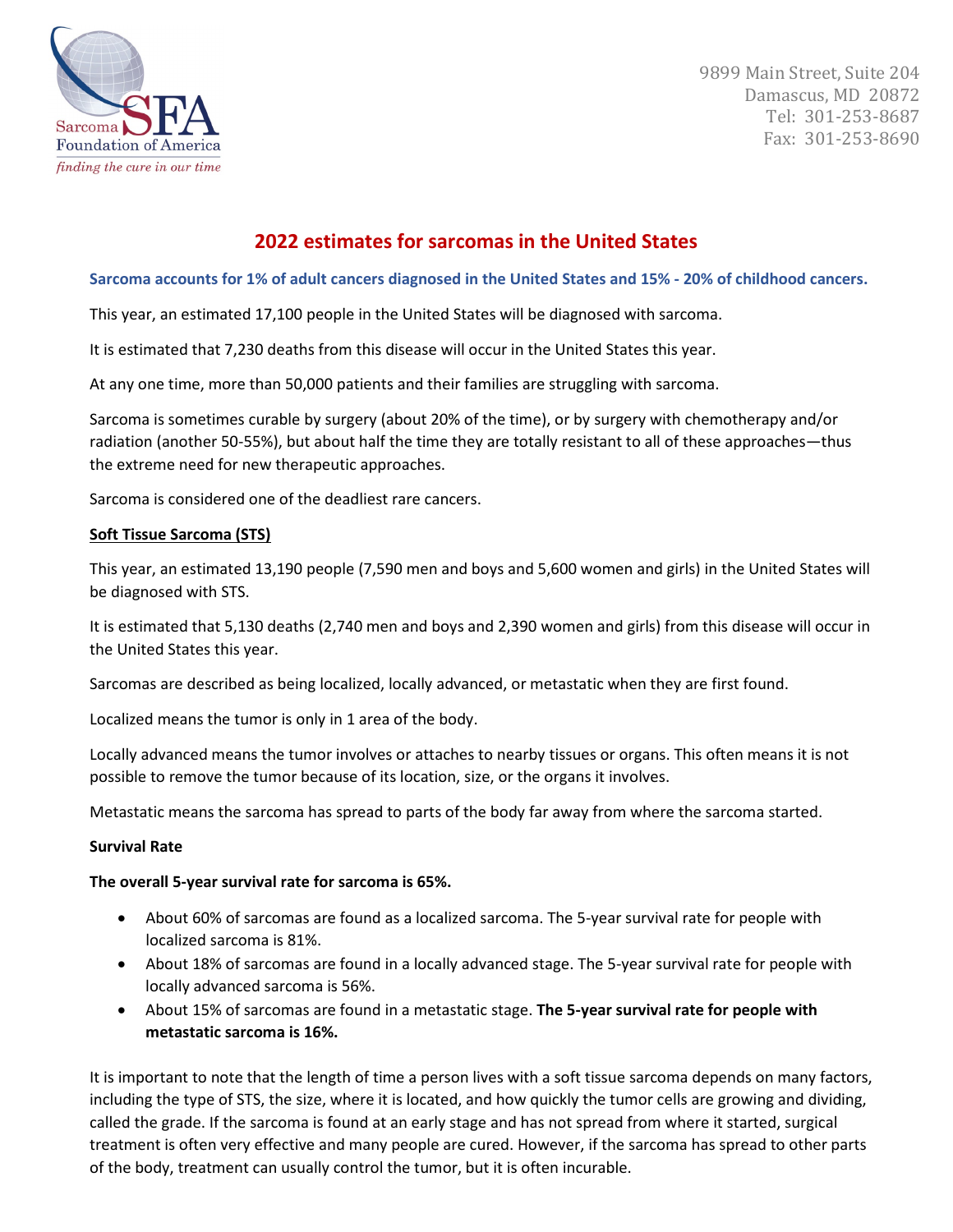Sarcoma Foundation of America

*finding the cure in our time*

9899 Main Street, Suite 204
Damascus, MD 20872
Tel: 301-253-8687
Fax: 301-253-8690

# 2022 estimates for sarcomas in the United States

**Sarcoma accounts for 1% of adult cancers diagnosed in the United States and 15% - 20% of childhood cancers.**

This year, an estimated 17,100 people in the United States will be diagnosed with sarcoma.

It is estimated that 7,230 deaths from this disease will occur in the United States this year.

At any one time, more than 50,000 patients and their families are struggling with sarcoma.

Sarcoma is sometimes curable by surgery (about 20% of the time), or by surgery with chemotherapy and/or radiation (another 50-55%), but about half the time they are totally resistant to all of these approaches—thus the extreme need for new therapeutic approaches.

Sarcoma is considered one of the deadliest rare cancers.

## Soft Tissue Sarcoma (STS)

This year, an estimated 13,190 people (7,590 men and boys and 5,600 women and girls) in the United States will be diagnosed with STS.

It is estimated that 5,130 deaths (2,740 men and boys and 2,390 women and girls) from this disease will occur in the United States this year.

Sarcomas are described as being localized, locally advanced, or metastatic when they are first found.

Localized means the tumor is only in 1 area of the body.

Locally advanced means the tumor involves or attaches to nearby tissues or organs. This often means it is not possible to remove the tumor because of its location, size, or the organs it involves.

Metastatic means the sarcoma has spread to parts of the body far away from where the sarcoma started.

### Survival Rate

**The overall 5-year survival rate for sarcoma is 65%.**

- About 60% of sarcomas are found as a localized sarcoma. The 5-year survival rate for people with localized sarcoma is 81%.
- About 18% of sarcomas are found in a locally advanced stage. The 5-year survival rate for people with locally advanced sarcoma is 56%.
- About 15% of sarcomas are found in a metastatic stage. **The 5-year survival rate for people with metastatic sarcoma is 16%.**

It is important to note that the length of time a person lives with a soft tissue sarcoma depends on many factors, including the type of STS, the size, where it is located, and how quickly the tumor cells are growing and dividing, called the grade. If the sarcoma is found at an early stage and has not spread from where it started, surgical treatment is often very effective and many people are cured. However, if the sarcoma has spread to other parts of the body, treatment can usually control the tumor, but it is often incurable.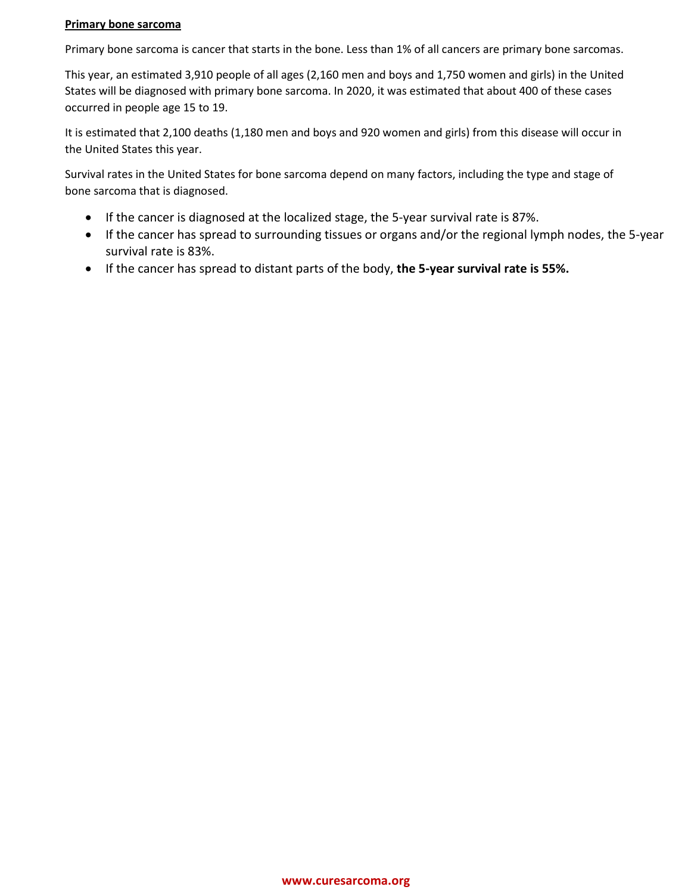**Primary bone sarcoma**

Primary bone sarcoma is cancer that starts in the bone. Less than 1% of all cancers are primary bone sarcomas.

This year, an estimated 3,910 people of all ages (2,160 men and boys and 1,750 women and girls) in the United States will be diagnosed with primary bone sarcoma. In 2020, it was estimated that about 400 of these cases occurred in people age 15 to 19.

It is estimated that 2,100 deaths (1,180 men and boys and 920 women and girls) from this disease will occur in the United States this year.

Survival rates in the United States for bone sarcoma depend on many factors, including the type and stage of bone sarcoma that is diagnosed.

- If the cancer is diagnosed at the localized stage, the 5-year survival rate is 87%.
- If the cancer has spread to surrounding tissues or organs and/or the regional lymph nodes, the 5-year survival rate is 83%.
- If the cancer has spread to distant parts of the body, **the 5-year survival rate is 55%.**

www.curesarcoma.org